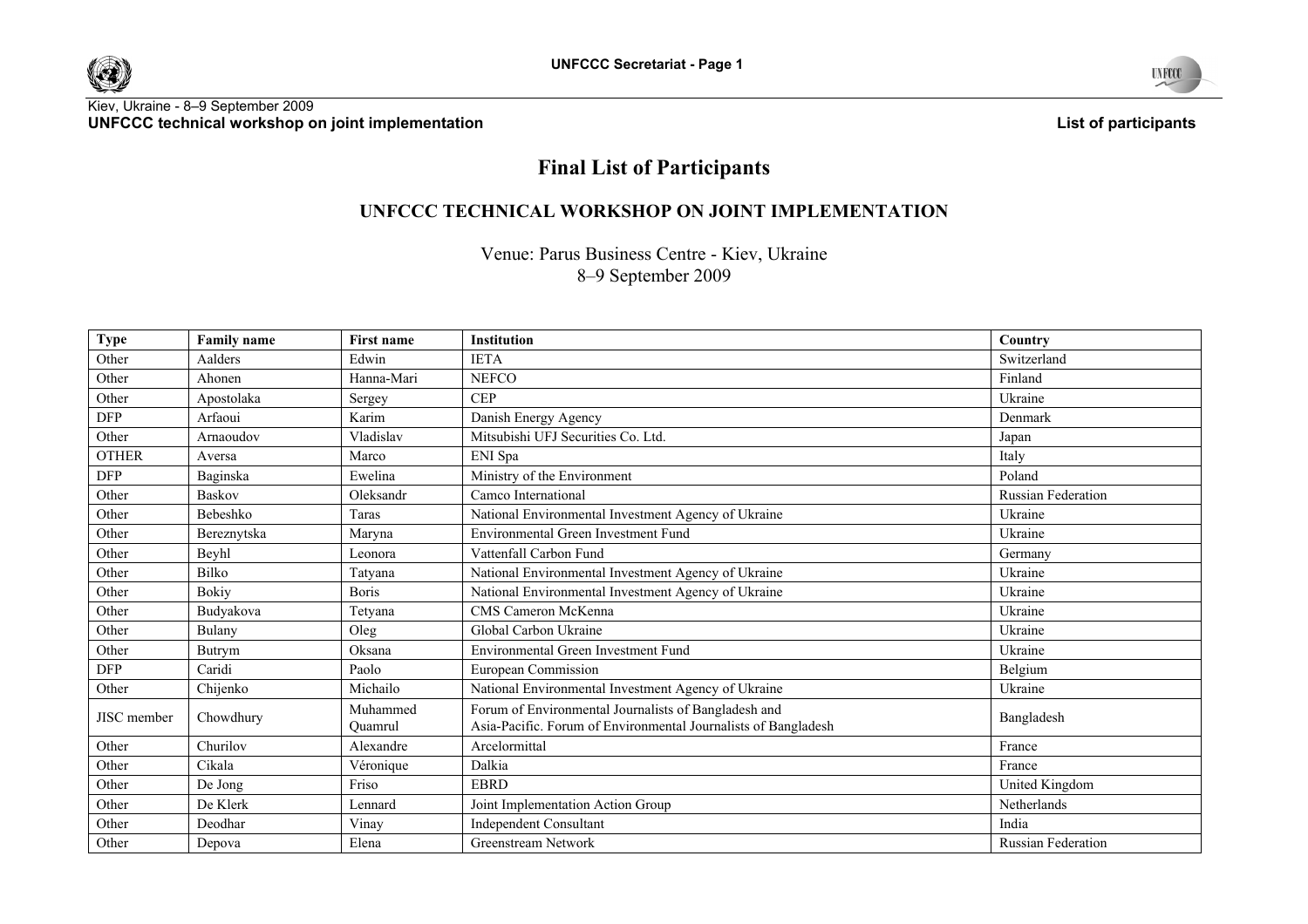Kiev, Ukraine - 8–9 September 2009
**UNFCCC technical workshop on joint implementation** **List of participants**

# Final List of Participants

## UNFCCC TECHNICAL WORKSHOP ON JOINT IMPLEMENTATION

Venue: Parus Business Centre - Kiev, Ukraine
8–9 September 2009

| Type | Family name | First name | Institution | Country |
|---|---|---|---|---|
| Other | Aalders | Edwin | IETA | Switzerland |
| Other | Ahonen | Hanna-Mari | NEFCO | Finland |
| Other | Apostolaka | Sergey | CEP | Ukraine |
| DFP | Arfaoui | Karim | Danish Energy Agency | Denmark |
| Other | Arnaoudov | Vladislav | Mitsubishi UFJ Securities Co. Ltd. | Japan |
| OTHER | Aversa | Marco | ENI Spa | Italy |
| DFP | Baginska | Ewelina | Ministry of the Environment | Poland |
| Other | Baskov | Oleksandr | Camco International | Russian Federation |
| Other | Bebeshko | Taras | National Environmental Investment Agency of Ukraine | Ukraine |
| Other | Bereznytska | Maryna | Environmental Green Investment Fund | Ukraine |
| Other | Beyhl | Leonora | Vattenfall Carbon Fund | Germany |
| Other | Bilko | Tatyana | National Environmental Investment Agency of Ukraine | Ukraine |
| Other | Bokiy | Boris | National Environmental Investment Agency of Ukraine | Ukraine |
| Other | Budyakova | Tetyana | CMS Cameron McKenna | Ukraine |
| Other | Bulany | Oleg | Global Carbon Ukraine | Ukraine |
| Other | Butrym | Oksana | Environmental Green Investment Fund | Ukraine |
| DFP | Caridi | Paolo | European Commission | Belgium |
| Other | Chijenko | Michailo | National Environmental Investment Agency of Ukraine | Ukraine |
| JISC member | Chowdhury | Muhammed Quamrul | Forum of Environmental Journalists of Bangladesh and Asia-Pacific. Forum of Environmental Journalists of Bangladesh | Bangladesh |
| Other | Churilov | Alexandre | Arcelormittal | France |
| Other | Cikala | Véronique | Dalkia | France |
| Other | De Jong | Friso | EBRD | United Kingdom |
| Other | De Klerk | Lennard | Joint Implementation Action Group | Netherlands |
| Other | Deodhar | Vinay | Independent Consultant | India |
| Other | Depova | Elena | Greenstream Network | Russian Federation |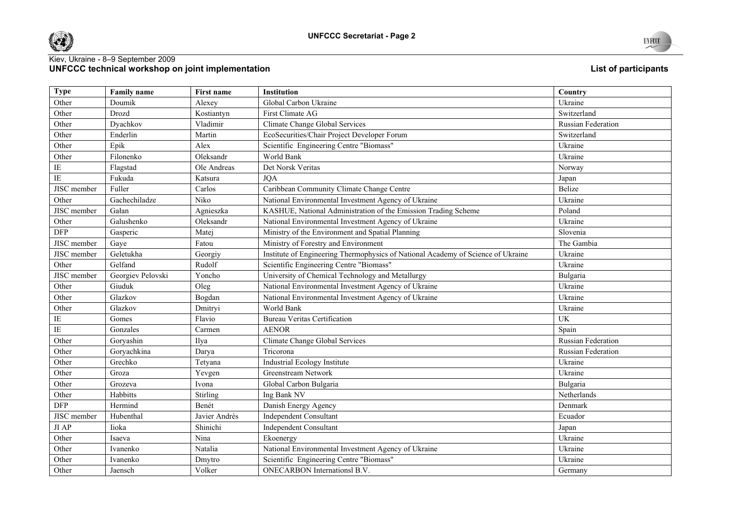Kiev, Ukraine - 8–9 September 2009

**UNFCCC technical workshop on joint implementation**

**List of participants**

| Type | Family name | First name | Institution | Country |
|---|---|---|---|---|
| Other | Doumik | Alexey | Global Carbon Ukraine | Ukraine |
| Other | Drozd | Kostiantyn | First Climate AG | Switzerland |
| Other | Dyachkov | Vladimir | Climate Change Global Services | Russian Federation |
| Other | Enderlin | Martin | EcoSecurities/Chair Project Developer Forum | Switzerland |
| Other | Epik | Alex | Scientific Engineering Centre "Biomass" | Ukraine |
| Other | Filonenko | Oleksandr | World Bank | Ukraine |
| IE | Flagstad | Ole Andreas | Det Norsk Veritas | Norway |
| IE | Fukuda | Katsura | JQA | Japan |
| JISC member | Fuller | Carlos | Caribbean Community Climate Change Centre | Belize |
| Other | Gachechiladze | Niko | National Environmental Investment Agency of Ukraine | Ukraine |
| JISC member | Gałan | Agnieszka | KASHUE, National Administration of the Emission Trading Scheme | Poland |
| Other | Galushenko | Oleksandr | National Environmental Investment Agency of Ukraine | Ukraine |
| DFP | Gasperic | Matej | Ministry of the Environment and Spatial Planning | Slovenia |
| JISC member | Gaye | Fatou | Ministry of Forestry and Environment | The Gambia |
| JISC member | Geletukha | Georgiy | Institute of Engineering Thermophysics of National Academy of Science of Ukraine | Ukraine |
| Other | Gelfand | Rudolf | Scientific Engineering Centre "Biomass" | Ukraine |
| JISC member | Georgiev Pelovski | Yoncho | University of Chemical Technology and Metallurgy | Bulgaria |
| Other | Giuduk | Oleg | National Environmental Investment Agency of Ukraine | Ukraine |
| Other | Glazkov | Bogdan | National Environmental Investment Agency of Ukraine | Ukraine |
| Other | Glazkov | Dmitryi | World Bank | Ukraine |
| IE | Gomes | Flavio | Bureau Veritas Certification | UK |
| IE | Gonzales | Carmen | AENOR | Spain |
| Other | Goryashin | Ilya | Climate Change Global Services | Russian Federation |
| Other | Goryachkina | Darya | Tricorona | Russian Federation |
| Other | Grechko | Tetyana | Industrial Ecology Institute | Ukraine |
| Other | Groza | Yevgen | Greenstream Network | Ukraine |
| Other | Grozeva | Ivona | Global Carbon Bulgaria | Bulgaria |
| Other | Habbitts | Stirling | Ing Bank NV | Netherlands |
| DFP | Hermind | Benét | Danish Energy Agency | Denmark |
| JISC member | Hubenthal | Javier Andrés | Independent Consultant | Ecuador |
| JI AP | Iioka | Shinichi | Independent Consultant | Japan |
| Other | Isaeva | Nina | Ekoenergy | Ukraine |
| Other | Ivanenko | Natalia | National Environmental Investment Agency of Ukraine | Ukraine |
| Other | Ivanenko | Dmytro | Scientific Engineering Centre "Biomass" | Ukraine |
| Other | Jaensch | Volker | ONECARBON Internationsl B.V. | Germany |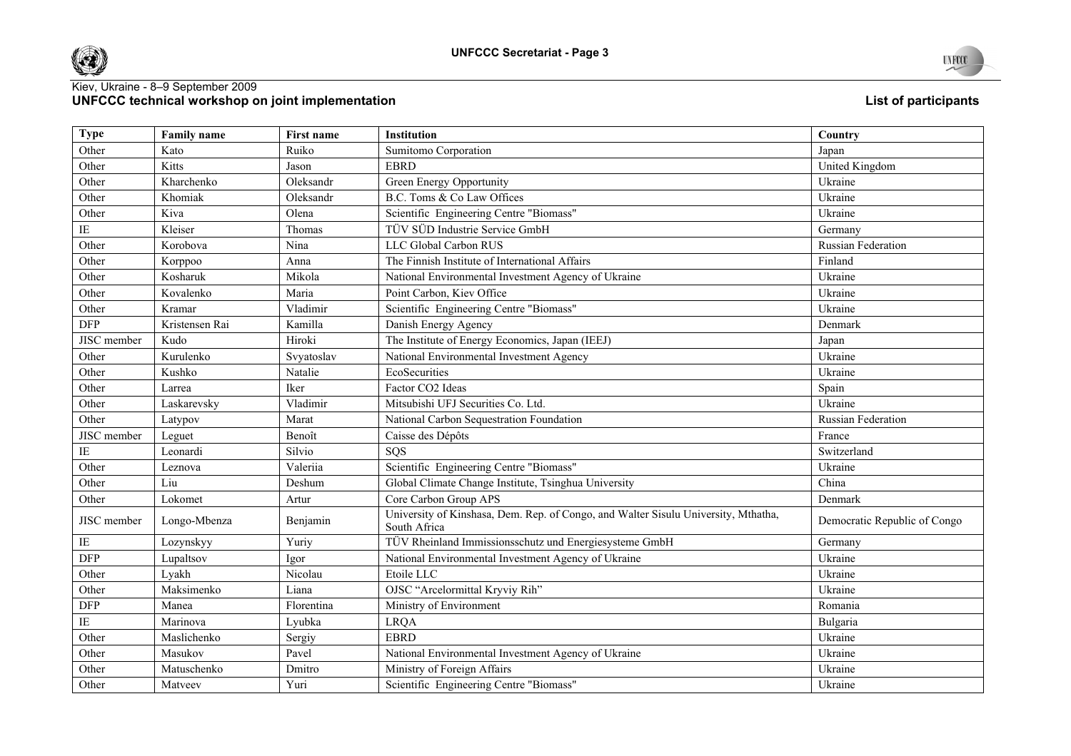Kiev, Ukraine - 8–9 September 2009

**UNFCCC technical workshop on joint implementation**

**List of participants**

| Type | Family name | First name | Institution | Country |
|---|---|---|---|---|
| Other | Kato | Ruiko | Sumitomo Corporation | Japan |
| Other | Kitts | Jason | EBRD | United Kingdom |
| Other | Kharchenko | Oleksandr | Green Energy Opportunity | Ukraine |
| Other | Khomiak | Oleksandr | B.C. Toms & Co Law Offices | Ukraine |
| Other | Kiva | Olena | Scientific Engineering Centre "Biomass" | Ukraine |
| IE | Kleiser | Thomas | TÜV SÜD Industrie Service GmbH | Germany |
| Other | Korobova | Nina | LLC Global Carbon RUS | Russian Federation |
| Other | Korppoo | Anna | The Finnish Institute of International Affairs | Finland |
| Other | Kosharuk | Mikola | National Environmental Investment Agency of Ukraine | Ukraine |
| Other | Kovalenko | Maria | Point Carbon, Kiev Office | Ukraine |
| Other | Kramar | Vladimir | Scientific Engineering Centre "Biomass" | Ukraine |
| DFP | Kristensen Rai | Kamilla | Danish Energy Agency | Denmark |
| JISC member | Kudo | Hiroki | The Institute of Energy Economics, Japan (IEEJ) | Japan |
| Other | Kurulenko | Svyatoslav | National Environmental Investment Agency | Ukraine |
| Other | Kushko | Natalie | EcoSecurities | Ukraine |
| Other | Larrea | Iker | Factor CO2 Ideas | Spain |
| Other | Laskarevsky | Vladimir | Mitsubishi UFJ Securities Co. Ltd. | Ukraine |
| Other | Latypov | Marat | National Carbon Sequestration Foundation | Russian Federation |
| JISC member | Leguet | Benoît | Caisse des Dépôts | France |
| IE | Leonardi | Silvio | SQS | Switzerland |
| Other | Leznova | Valeriia | Scientific Engineering Centre "Biomass" | Ukraine |
| Other | Liu | Deshum | Global Climate Change Institute, Tsinghua University | China |
| Other | Lokomet | Artur | Core Carbon Group APS | Denmark |
| JISC member | Longo-Mbenza | Benjamin | University of Kinshasa, Dem. Rep. of Congo, and Walter Sisulu University, Mthatha, South Africa | Democratic Republic of Congo |
| IE | Lozynskyy | Yuriy | TÜV Rheinland Immissionsschutz und Energiesysteme GmbH | Germany |
| DFP | Lupaltsov | Igor | National Environmental Investment Agency of Ukraine | Ukraine |
| Other | Lyakh | Nicolau | Etoile LLC | Ukraine |
| Other | Maksimenko | Liana | OJSC "Arcelormittal Kryviy Rih" | Ukraine |
| DFP | Manea | Florentina | Ministry of Environment | Romania |
| IE | Marinova | Lyubka | LRQA | Bulgaria |
| Other | Maslichenko | Sergiy | EBRD | Ukraine |
| Other | Masukov | Pavel | National Environmental Investment Agency of Ukraine | Ukraine |
| Other | Matuschenko | Dmitro | Ministry of Foreign Affairs | Ukraine |
| Other | Matveev | Yuri | Scientific Engineering Centre "Biomass" | Ukraine |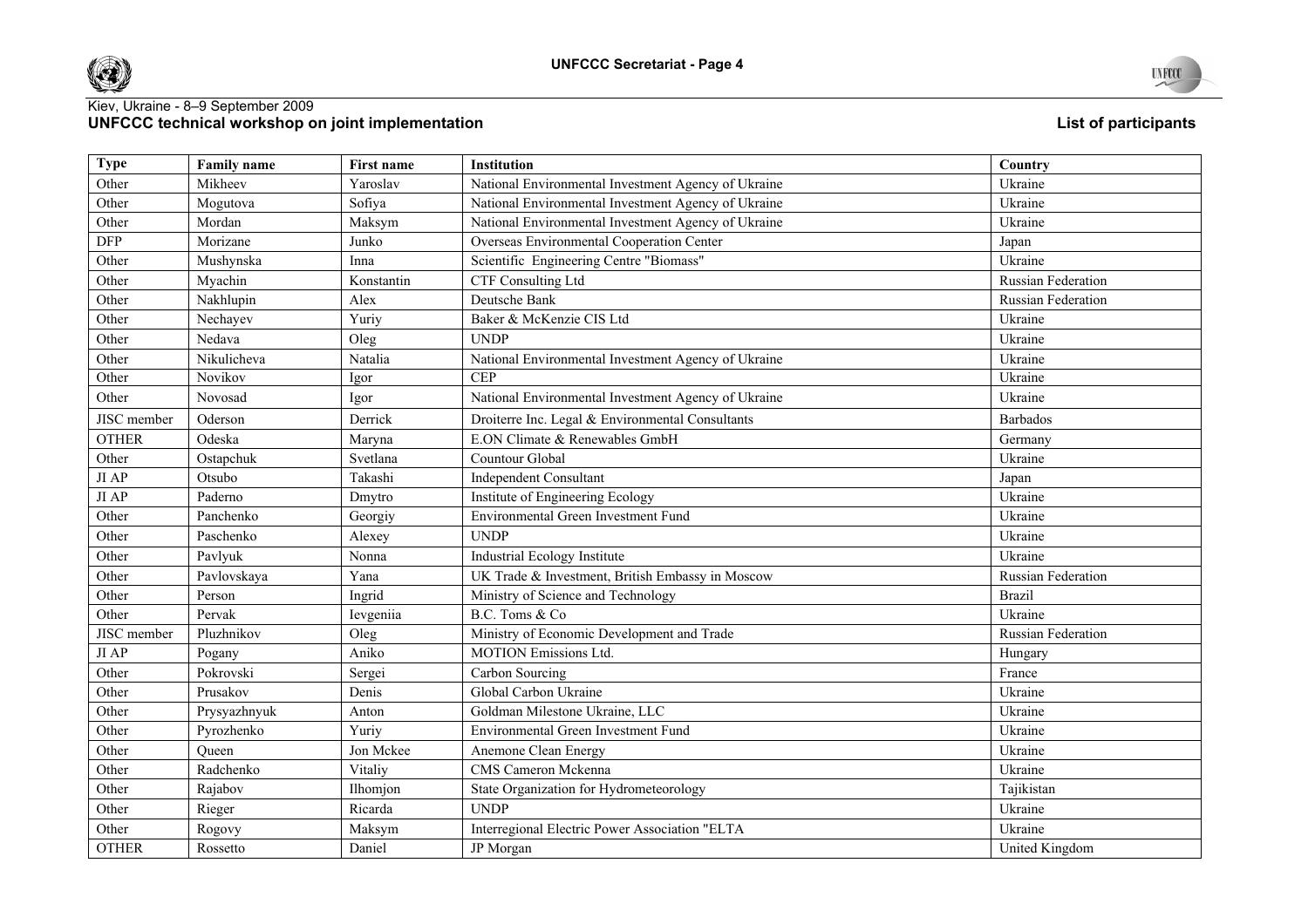Kiev, Ukraine - 8–9 September 2009

**UNFCCC technical workshop on joint implementation**

**List of participants**

| Type | Family name | First name | Institution | Country |
|---|---|---|---|---|
| Other | Mikheev | Yaroslav | National Environmental Investment Agency of Ukraine | Ukraine |
| Other | Mogutova | Sofiya | National Environmental Investment Agency of Ukraine | Ukraine |
| Other | Mordan | Maksym | National Environmental Investment Agency of Ukraine | Ukraine |
| DFP | Morizane | Junko | Overseas Environmental Cooperation Center | Japan |
| Other | Mushynska | Inna | Scientific Engineering Centre "Biomass" | Ukraine |
| Other | Myachin | Konstantin | CTF Consulting Ltd | Russian Federation |
| Other | Nakhlupin | Alex | Deutsche Bank | Russian Federation |
| Other | Nechayev | Yuriy | Baker & McKenzie CIS Ltd | Ukraine |
| Other | Nedava | Oleg | UNDP | Ukraine |
| Other | Nikulicheva | Natalia | National Environmental Investment Agency of Ukraine | Ukraine |
| Other | Novikov | Igor | CEP | Ukraine |
| Other | Novosad | Igor | National Environmental Investment Agency of Ukraine | Ukraine |
| JISC member | Oderson | Derrick | Droiterre Inc. Legal & Environmental Consultants | Barbados |
| OTHER | Odeska | Maryna | E.ON Climate & Renewables GmbH | Germany |
| Other | Ostapchuk | Svetlana | Countour Global | Ukraine |
| JI AP | Otsubo | Takashi | Independent Consultant | Japan |
| JI AP | Paderno | Dmytro | Institute of Engineering Ecology | Ukraine |
| Other | Panchenko | Georgiy | Environmental Green Investment Fund | Ukraine |
| Other | Paschenko | Alexey | UNDP | Ukraine |
| Other | Pavlyuk | Nonna | Industrial Ecology Institute | Ukraine |
| Other | Pavlovskaya | Yana | UK Trade & Investment, British Embassy in Moscow | Russian Federation |
| Other | Person | Ingrid | Ministry of Science and Technology | Brazil |
| Other | Pervak | Ievgeniia | B.C. Toms & Co | Ukraine |
| JISC member | Pluzhnikov | Oleg | Ministry of Economic Development and Trade | Russian Federation |
| JI AP | Pogany | Aniko | MOTION Emissions Ltd. | Hungary |
| Other | Pokrovski | Sergei | Carbon Sourcing | France |
| Other | Prusakov | Denis | Global Carbon Ukraine | Ukraine |
| Other | Prysyazhnyuk | Anton | Goldman Milestone Ukraine, LLC | Ukraine |
| Other | Pyrozhenko | Yuriy | Environmental Green Investment Fund | Ukraine |
| Other | Queen | Jon Mckee | Anemone Clean Energy | Ukraine |
| Other | Radchenko | Vitaliy | CMS Cameron Mckenna | Ukraine |
| Other | Rajabov | Ilhomjon | State Organization for Hydrometeorology | Tajikistan |
| Other | Rieger | Ricarda | UNDP | Ukraine |
| Other | Rogovy | Maksym | Interregional Electric Power Association "ELTA | Ukraine |
| OTHER | Rossetto | Daniel | JP Morgan | United Kingdom |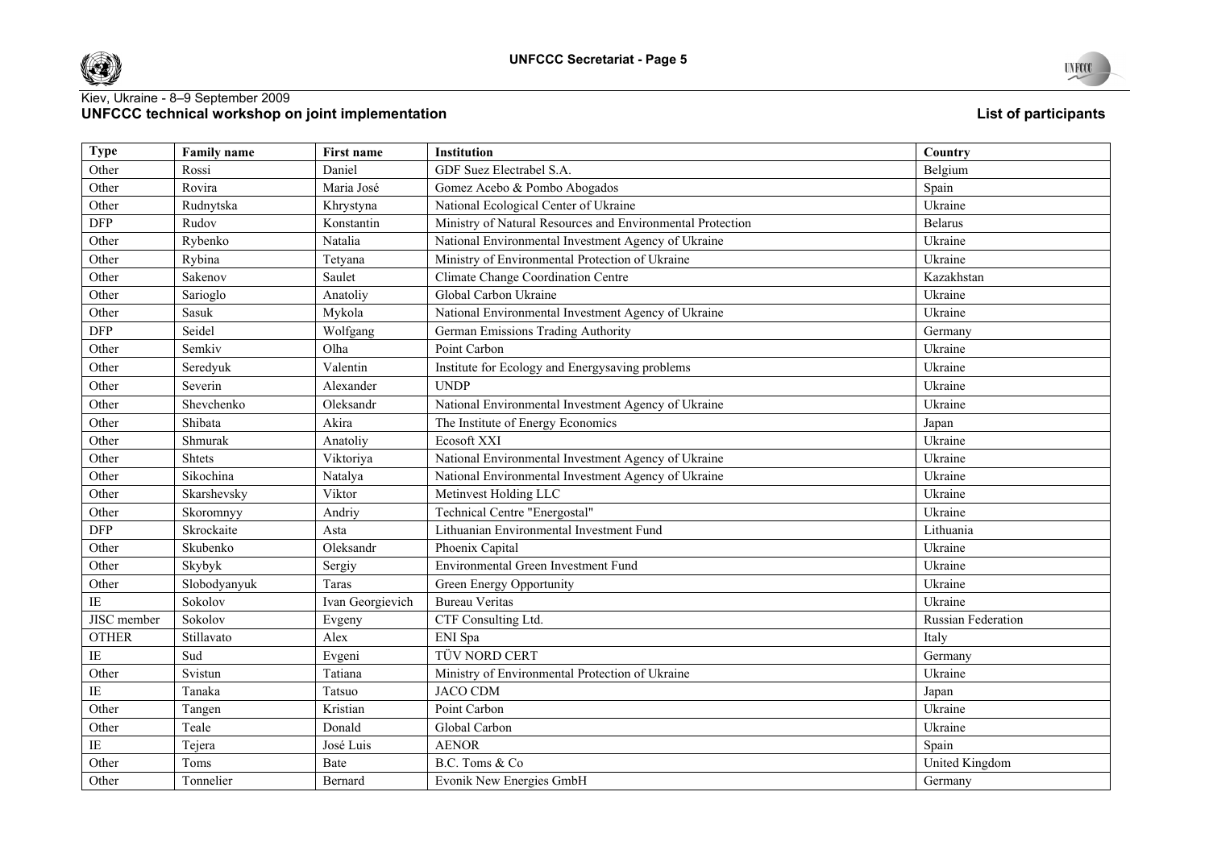Kiev, Ukraine - 8–9 September 2009

**UNFCCC technical workshop on joint implementation**

**List of participants**

| Type | Family name | First name | Institution | Country |
|---|---|---|---|---|
| Other | Rossi | Daniel | GDF Suez Electrabel S.A. | Belgium |
| Other | Rovira | Maria José | Gomez Acebo & Pombo Abogados | Spain |
| Other | Rudnytska | Khrystyna | National Ecological Center of Ukraine | Ukraine |
| DFP | Rudov | Konstantin | Ministry of Natural Resources and Environmental Protection | Belarus |
| Other | Rybenko | Natalia | National Environmental Investment Agency of Ukraine | Ukraine |
| Other | Rybina | Tetyana | Ministry of Environmental Protection of Ukraine | Ukraine |
| Other | Sakenov | Saulet | Climate Change Coordination Centre | Kazakhstan |
| Other | Sarioglo | Anatoliy | Global Carbon Ukraine | Ukraine |
| Other | Sasuk | Mykola | National Environmental Investment Agency of Ukraine | Ukraine |
| DFP | Seidel | Wolfgang | German Emissions Trading Authority | Germany |
| Other | Semkiv | Olha | Point Carbon | Ukraine |
| Other | Seredyuk | Valentin | Institute for Ecology and Energysaving problems | Ukraine |
| Other | Severin | Alexander | UNDP | Ukraine |
| Other | Shevchenko | Oleksandr | National Environmental Investment Agency of Ukraine | Ukraine |
| Other | Shibata | Akira | The Institute of Energy Economics | Japan |
| Other | Shmurak | Anatoliy | Ecosoft XXI | Ukraine |
| Other | Shtets | Viktoriya | National Environmental Investment Agency of Ukraine | Ukraine |
| Other | Sikochina | Natalya | National Environmental Investment Agency of Ukraine | Ukraine |
| Other | Skarshevsky | Viktor | Metinvest Holding LLC | Ukraine |
| Other | Skoromnyy | Andriy | Technical Centre "Energostal" | Ukraine |
| DFP | Skrockaite | Asta | Lithuanian Environmental Investment Fund | Lithuania |
| Other | Skubenko | Oleksandr | Phoenix Capital | Ukraine |
| Other | Skybyk | Sergiy | Environmental Green Investment Fund | Ukraine |
| Other | Slobodyanyuk | Taras | Green Energy Opportunity | Ukraine |
| IE | Sokolov | Ivan Georgievich | Bureau Veritas | Ukraine |
| JISC member | Sokolov | Evgeny | CTF Consulting Ltd. | Russian Federation |
| OTHER | Stillavato | Alex | ENI Spa | Italy |
| IE | Sud | Evgeni | TÜV NORD CERT | Germany |
| Other | Svistun | Tatiana | Ministry of Environmental Protection of Ukraine | Ukraine |
| IE | Tanaka | Tatsuo | JACO CDM | Japan |
| Other | Tangen | Kristian | Point Carbon | Ukraine |
| Other | Teale | Donald | Global Carbon | Ukraine |
| IE | Tejera | José Luis | AENOR | Spain |
| Other | Toms | Bate | B.C. Toms & Co | United Kingdom |
| Other | Tonnelier | Bernard | Evonik New Energies GmbH | Germany |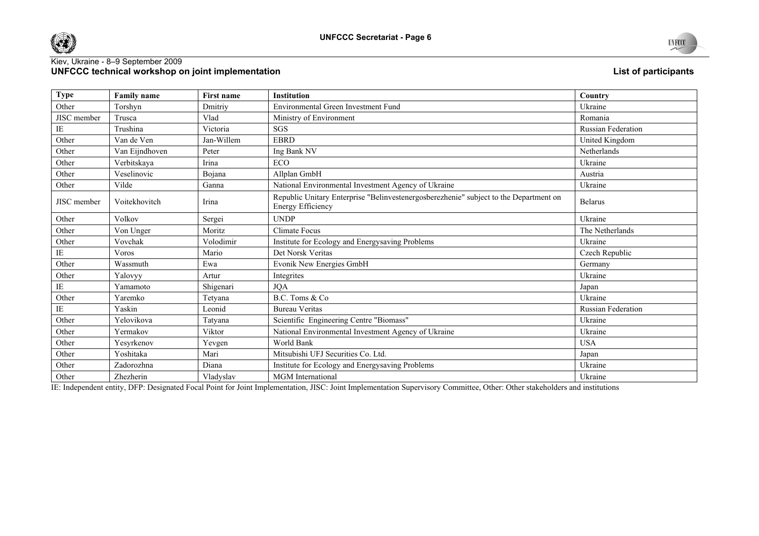Kiev, Ukraine - 8–9 September 2009

**UNFCCC technical workshop on joint implementation**

**List of participants**

| Type | Family name | First name | Institution | Country |
|---|---|---|---|---|
| Other | Torshyn | Dmitriy | Environmental Green Investment Fund | Ukraine |
| JISC member | Trusca | Vlad | Ministry of Environment | Romania |
| IE | Trushina | Victoria | SGS | Russian Federation |
| Other | Van de Ven | Jan-Willem | EBRD | United Kingdom |
| Other | Van Eijndhoven | Peter | Ing Bank NV | Netherlands |
| Other | Verbitskaya | Irina | ECO | Ukraine |
| Other | Veselinovic | Bojana | Allplan GmbH | Austria |
| Other | Vilde | Ganna | National Environmental Investment Agency of Ukraine | Ukraine |
| JISC member | Voitekhovitch | Irina | Republic Unitary Enterprise "Belinvestenergosberezhenie" subject to the Department on Energy Efficiency | Belarus |
| Other | Volkov | Sergei | UNDP | Ukraine |
| Other | Von Unger | Moritz | Climate Focus | The Netherlands |
| Other | Vovchak | Volodimir | Institute for Ecology and Energysaving Problems | Ukraine |
| IE | Voros | Mario | Det Norsk Veritas | Czech Republic |
| Other | Wassmuth | Ewa | Evonik New Energies GmbH | Germany |
| Other | Yalovyy | Artur | Integrites | Ukraine |
| IE | Yamamoto | Shigenari | JQA | Japan |
| Other | Yaremko | Tetyana | B.C. Toms & Co | Ukraine |
| IE | Yaskin | Leonid | Bureau Veritas | Russian Federation |
| Other | Yelovikova | Tatyana | Scientific Engineering Centre "Biomass" | Ukraine |
| Other | Yermakov | Viktor | National Environmental Investment Agency of Ukraine | Ukraine |
| Other | Yesyrkenov | Yevgen | World Bank | USA |
| Other | Yoshitaka | Mari | Mitsubishi UFJ Securities Co. Ltd. | Japan |
| Other | Zadorozhna | Diana | Institute for Ecology and Energysaving Problems | Ukraine |
| Other | Zhezherin | Vladyslav | MGM International | Ukraine |

IE: Independent entity, DFP: Designated Focal Point for Joint Implementation, JISC: Joint Implementation Supervisory Committee, Other: Other stakeholders and institutions